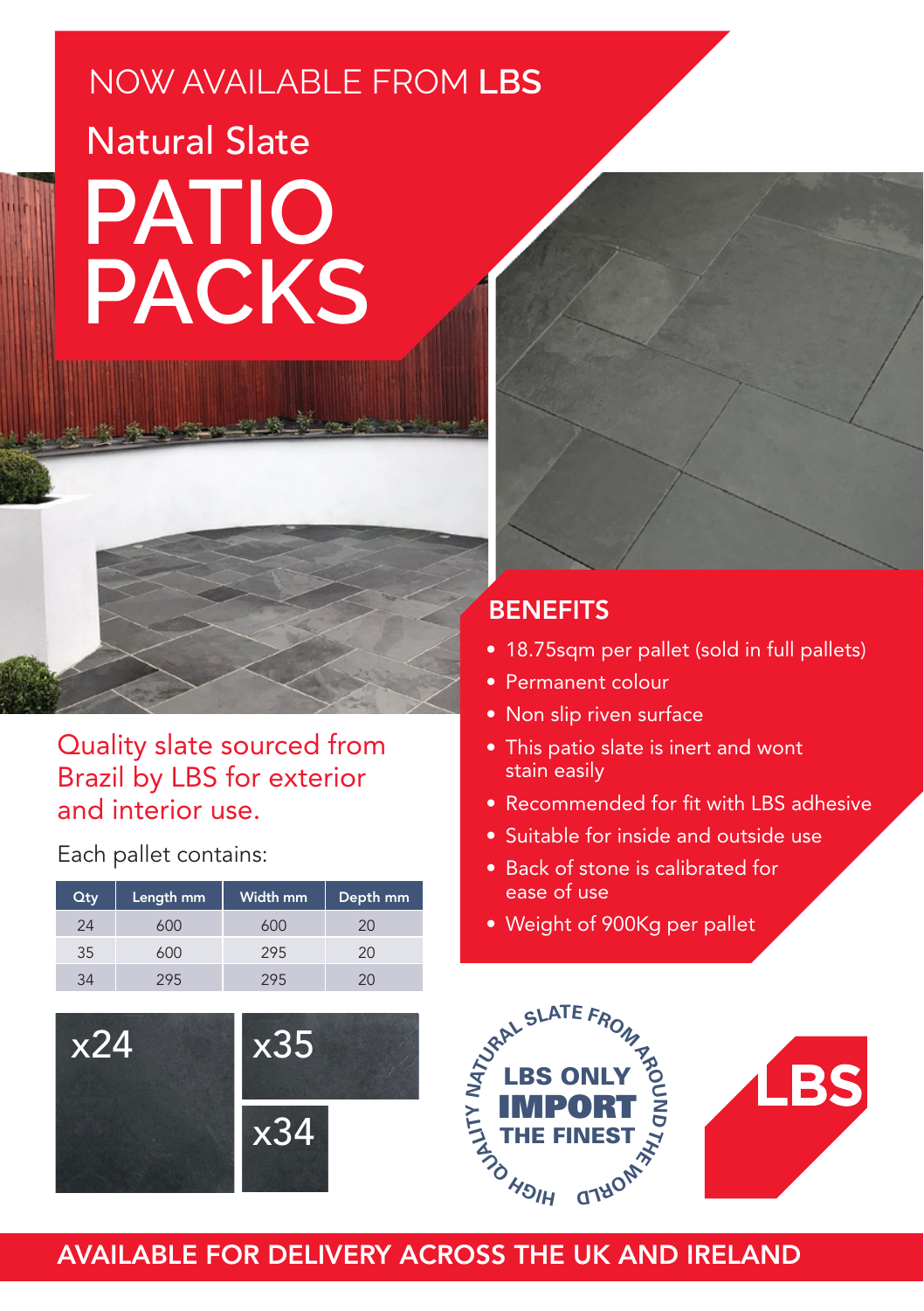NOW AVAILABLE FROM **LBS**

## Natural Slate

# PATIO PACKS

Quality slate sourced from Brazil by LBS for exterior and interior use.

Each pallet contains:

| Qty | Length mm | Width mm | Depth mm |
|---|---|---|---|
| 24 | 600 | 600 | 20 |
| 35 | 600 | 295 | 20 |
| 34 | 295 | 295 | 20 |

x24

x35

x34

## BENEFITS

- 18.75sqm per pallet (sold in full pallets)
- Permanent colour
- Non slip riven surface
- This patio slate is inert and wont stain easily
- Recommended for fit with LBS adhesive
- Suitable for inside and outside use
- Back of stone is calibrated for ease of use
- Weight of 900Kg per pallet

HIGH QUALITY NATURAL SLATE FROM AROUND THE WORLD

**LBS ONLY IMPORT THE FINEST**

LBS

**AVAILABLE FOR DELIVERY ACROSS THE UK AND IRELAND**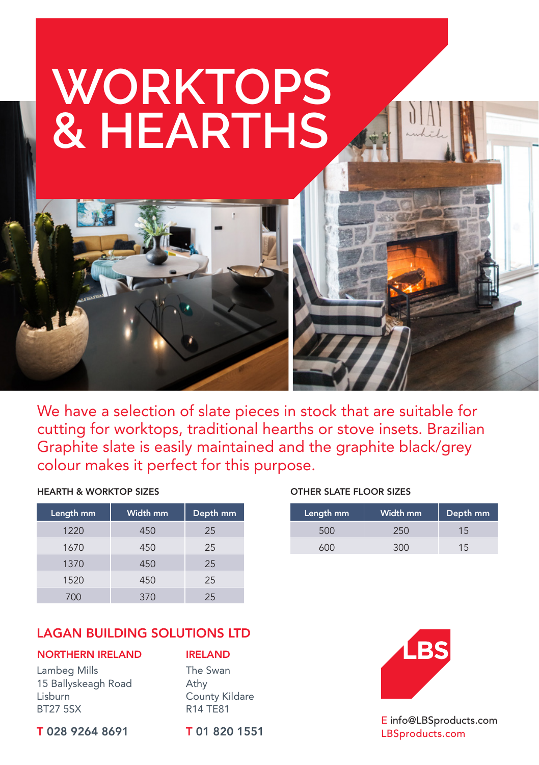# WORKTOPS & HEARTHS

We have a selection of slate pieces in stock that are suitable for cutting for worktops, traditional hearths or stove insets. Brazilian Graphite slate is easily maintained and the graphite black/grey colour makes it perfect for this purpose.

### HEARTH & WORKTOP SIZES

| Length mm | Width mm | Depth mm |
|---|---|---|
| 1220 | 450 | 25 |
| 1670 | 450 | 25 |
| 1370 | 450 | 25 |
| 1520 | 450 | 25 |
| 700 | 370 | 25 |

### OTHER SLATE FLOOR SIZES

| Length mm | Width mm | Depth mm |
|---|---|---|
| 500 | 250 | 15 |
| 600 | 300 | 15 |

## LAGAN BUILDING SOLUTIONS LTD

### NORTHERN IRELAND

Lambeg Mills
15 Ballyskeagh Road
Lisburn
BT27 5SX

**T 028 9264 8691**

### IRELAND

The Swan
Athy
County Kildare
R14 TE81

**T 01 820 1551**

LBS

E info@LBSproducts.com
LBSproducts.com